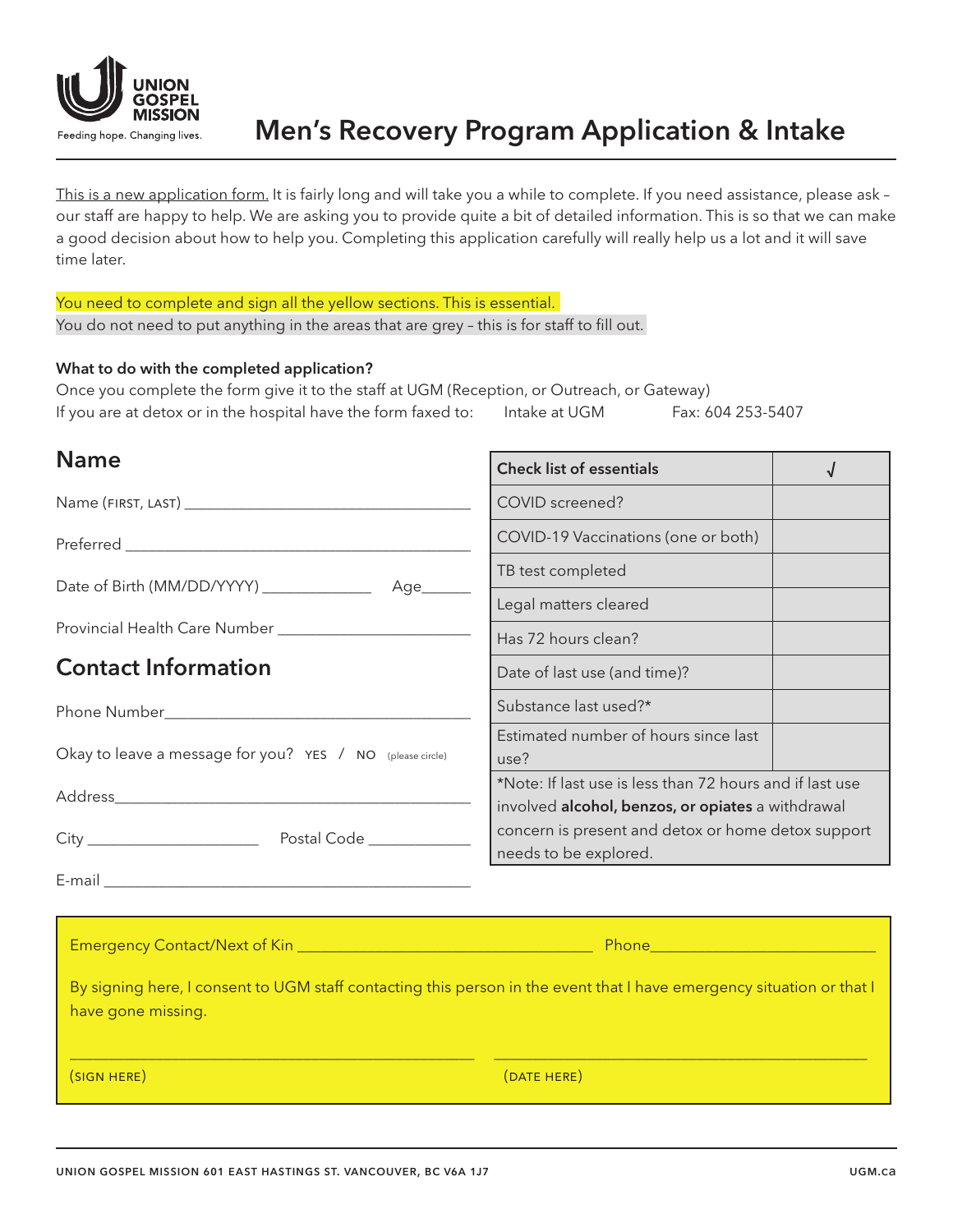UNION GOSPEL MISSION
Feeding hope. Changing lives.

# Men's Recovery Program Application & Intake

<u>This is a new application form.</u> It is fairly long and will take you a while to complete. If you need assistance, please ask – our staff are happy to help. We are asking you to provide quite a bit of detailed information. This is so that we can make a good decision about how to help you. Completing this application carefully will really help us a lot and it will save time later.

You need to complete and sign all the yellow sections. This is essential.
You do not need to put anything in the areas that are grey – this is for staff to fill out.

**What to do with the completed application?**
Once you complete the form give it to the staff at UGM (Reception, or Outreach, or Gateway)
If you are at detox or in the hospital have the form faxed to: Intake at UGM Fax: 604 253-5407

## Name

Name (FIRST, LAST) ___________________________________

Preferred ___________________________________

Date of Birth (MM/DD/YYYY) _____________ Age______

Provincial Health Care Number _______________________

## Contact Information

Phone Number___________________________________

Okay to leave a message for you? YES / NO (please circle)

Address___________________________________

City ____________________ Postal Code ____________

E-mail ___________________________________

| Check list of essentials | √ |
| --- | --- |
| COVID screened? | |
| COVID-19 Vaccinations (one or both) | |
| TB test completed | |
| Legal matters cleared | |
| Has 72 hours clean? | |
| Date of last use (and time)? | |
| Substance last used?* | |
| Estimated number of hours since last use? | |

*Note: If last use is less than 72 hours and if last use involved **alcohol, benzos, or opiates** a withdrawal concern is present and detox or home detox support needs to be explored.

Emergency Contact/Next of Kin ___________________________________ Phone___________________________

By signing here, I consent to UGM staff contacting this person in the event that I have emergency situation or that I have gone missing.

_______________________________ _______________________________
(SIGN HERE) (DATE HERE)

UNION GOSPEL MISSION 601 EAST HASTINGS ST. VANCOUVER, BC V6A 1J7 UGM.ca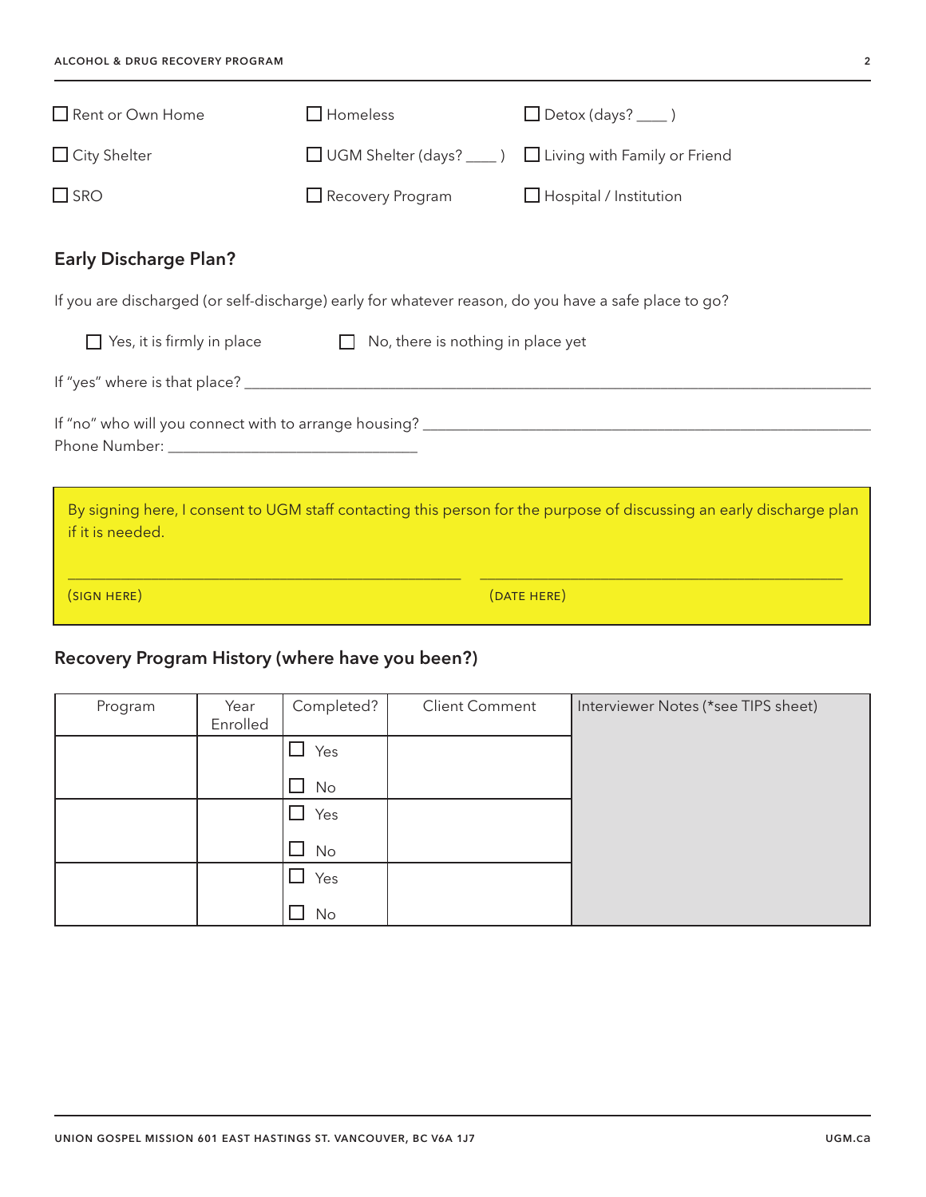☐ Rent or Own Home ☐ Homeless ☐ Detox (days? ____ )

☐ City Shelter ☐ UGM Shelter (days? ____ ) ☐ Living with Family or Friend

☐ SRO ☐ Recovery Program ☐ Hospital / Institution

## Early Discharge Plan?

If you are discharged (or self-discharge) early for whatever reason, do you have a safe place to go?

☐ Yes, it is firmly in place ☐ No, there is nothing in place yet

If "yes" where is that place? ______________________________________________________________

If "no" who will you connect with to arrange housing? ________________________________________

Phone Number: ______________________________

By signing here, I consent to UGM staff contacting this person for the purpose of discussing an early discharge plan if it is needed.

_____________________________________ _____________________________________

(SIGN HERE) (DATE HERE)

## Recovery Program History (where have you been?)

| Program | Year Enrolled | Completed? | Client Comment | Interviewer Notes (*see TIPS sheet) |
|---|---|---|---|---|
| | | ☐ Yes ☐ No | | |
| | | ☐ Yes ☐ No | | |
| | | ☐ Yes ☐ No | | |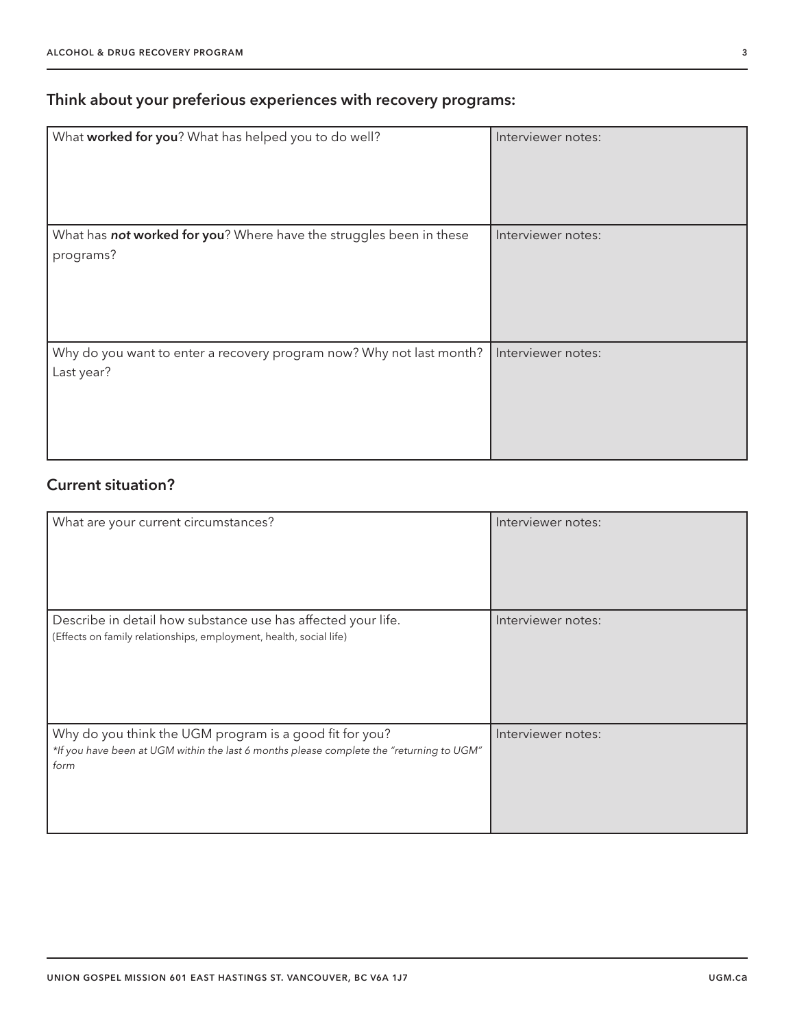## Think about your preferious experiences with recovery programs:

| | |
|---|---|
| What **worked for you**? What has helped you to do well? | Interviewer notes: |
| What has ***not* worked for you**? Where have the struggles been in these programs? | Interviewer notes: |
| Why do you want to enter a recovery program now? Why not last month? Last year? | Interviewer notes: |

## Current situation?

| | |
|---|---|
| What are your current circumstances? | Interviewer notes: |
| Describe in detail how substance use has affected your life. (Effects on family relationships, employment, health, social life) | Interviewer notes: |
| Why do you think the UGM program is a good fit for you? *\*If you have been at UGM within the last 6 months please complete the "returning to UGM" form* | Interviewer notes: |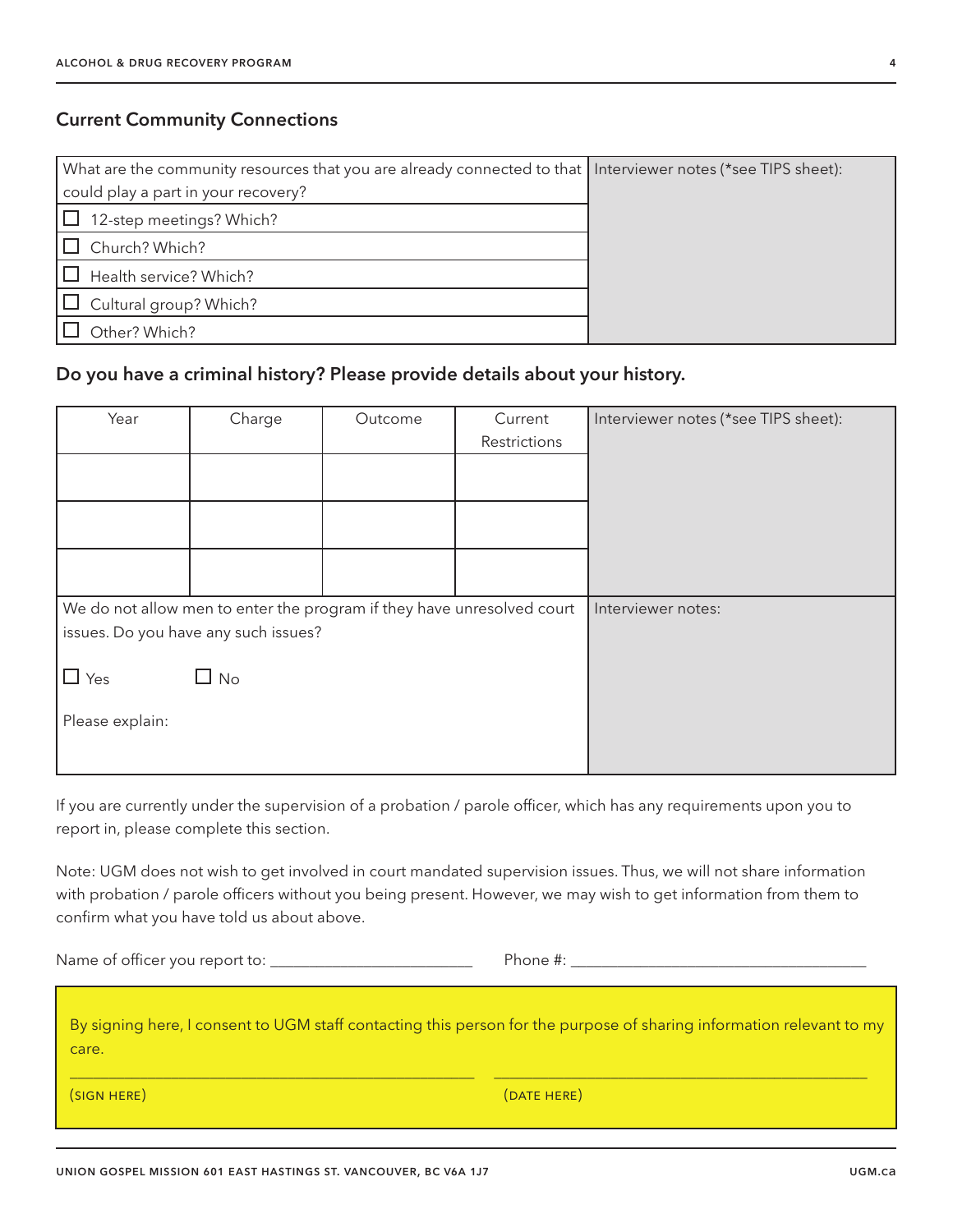## Current Community Connections

| What are the community resources that you are already connected to that could play a part in your recovery? | Interviewer notes (*see TIPS sheet): |
|---|---|
| ☐ 12-step meetings? Which? | |
| ☐ Church? Which? | |
| ☐ Health service? Which? | |
| ☐ Cultural group? Which? | |
| ☐ Other? Which? | |

## Do you have a criminal history? Please provide details about your history.

| Year | Charge | Outcome | Current Restrictions | Interviewer notes (*see TIPS sheet): |
|---|---|---|---|---|
| | | | | |
| | | | | |
| | | | | |

| We do not allow men to enter the program if they have unresolved court issues. Do you have any such issues? ☐ Yes ☐ No Please explain: | Interviewer notes: |
|---|---|

If you are currently under the supervision of a probation / parole officer, which has any requirements upon you to report in, please complete this section.

Note: UGM does not wish to get involved in court mandated supervision issues. Thus, we will not share information with probation / parole officers without you being present. However, we may wish to get information from them to confirm what you have told us about above.

Name of officer you report to: _________________________ Phone #: _____________________________________

By signing here, I consent to UGM staff contacting this person for the purpose of sharing information relevant to my care.

_______________________________________________ _______________________________________________

(SIGN HERE) (DATE HERE)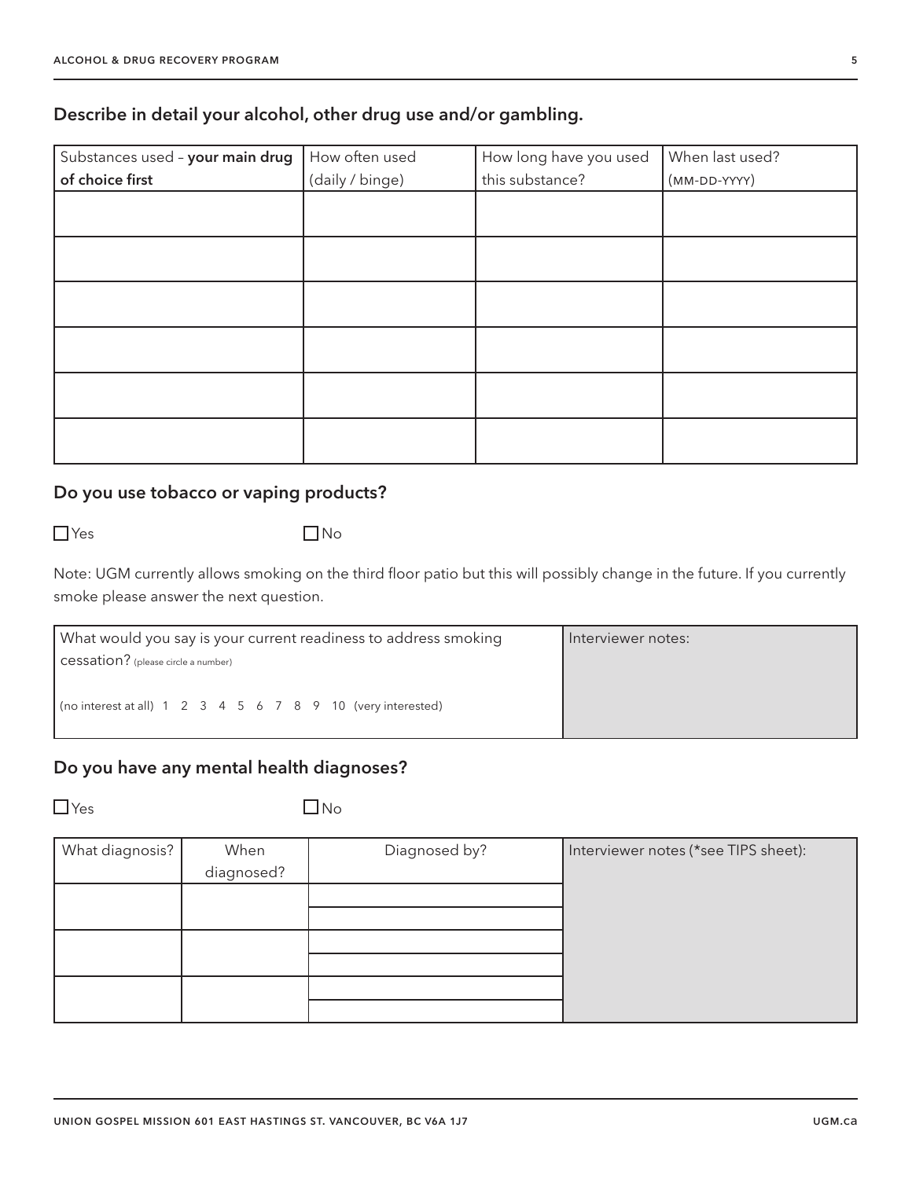## Describe in detail your alcohol, other drug use and/or gambling.

| Substances used – **your main drug of choice first** | How often used (daily / binge) | How long have you used this substance? | When last used? (MM-DD-YYYY) |
|---|---|---|---|
| | | | |
| | | | |
| | | | |
| | | | |
| | | | |
| | | | |

## Do you use tobacco or vaping products?

☐ Yes ☐ No

Note: UGM currently allows smoking on the third floor patio but this will possibly change in the future. If you currently smoke please answer the next question.

| What would you say is your current readiness to address smoking cessation? (please circle a number)<br><br>(no interest at all) 1 2 3 4 5 6 7 8 9 10 (very interested) | Interviewer notes: |
|---|---|

## Do you have any mental health diagnoses?

☐ Yes ☐ No

| What diagnosis? | When diagnosed? | Diagnosed by? | Interviewer notes (*see TIPS sheet): |
|---|---|---|---|
| | | | |
| | | | |
| | | | |
| | | | |
| | | | |
| | | | |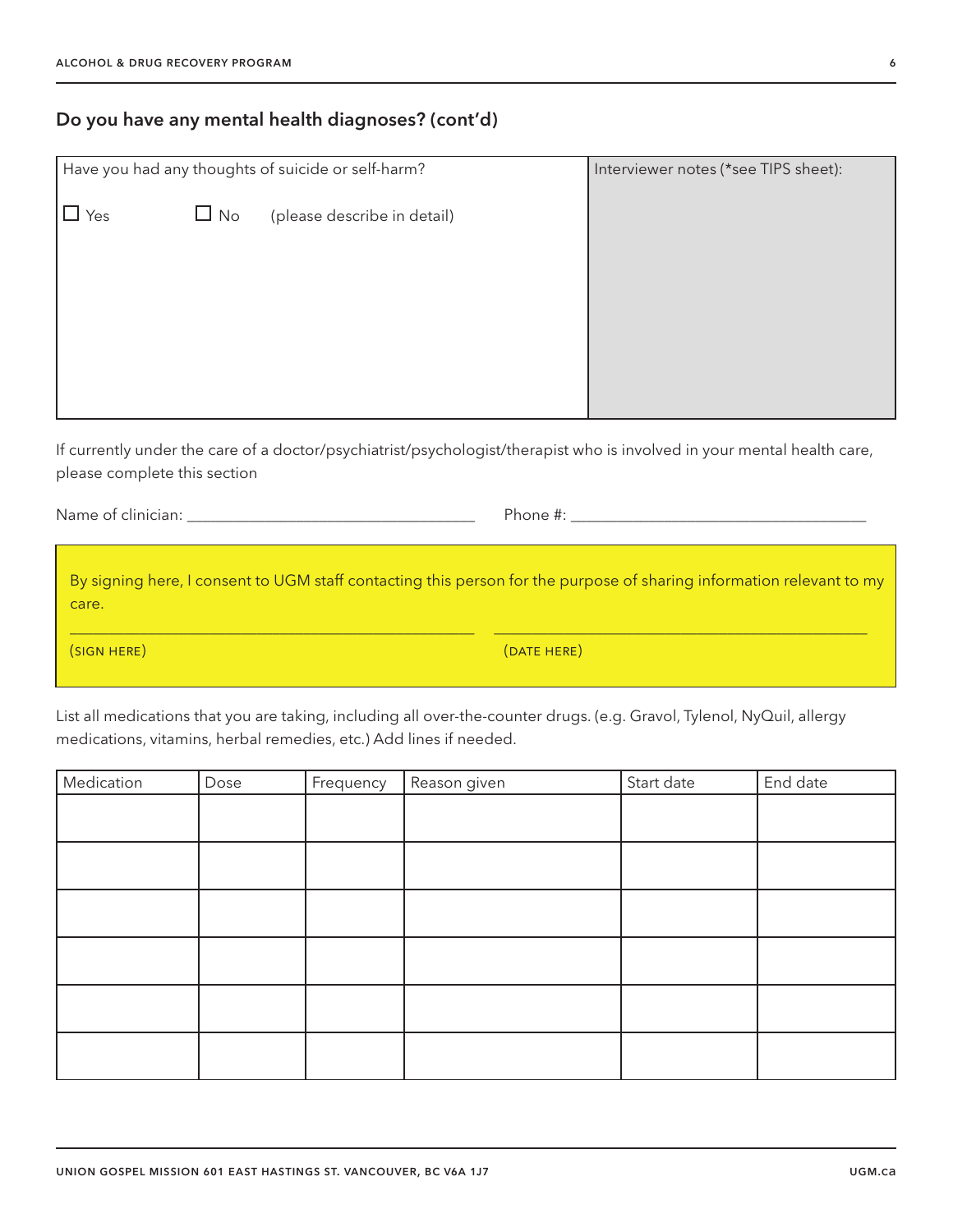## Do you have any mental health diagnoses? (cont'd)

| Have you had any thoughts of suicide or self-harm? | Interviewer notes (*see TIPS sheet): |
|---|---|
| ☐ Yes ☐ No (please describe in detail) | |

If currently under the care of a doctor/psychiatrist/psychologist/therapist who is involved in your mental health care, please complete this section

Name of clinician: ___________________________________ Phone #: ___________________________________

By signing here, I consent to UGM staff contacting this person for the purpose of sharing information relevant to my care.

_______________________________________________ _______________________________________________

(SIGN HERE) (DATE HERE)

List all medications that you are taking, including all over-the-counter drugs. (e.g. Gravol, Tylenol, NyQuil, allergy medications, vitamins, herbal remedies, etc.) Add lines if needed.

| Medication | Dose | Frequency | Reason given | Start date | End date |
|---|---|---|---|---|---|
| | | | | | |
| | | | | | |
| | | | | | |
| | | | | | |
| | | | | | |
| | | | | | |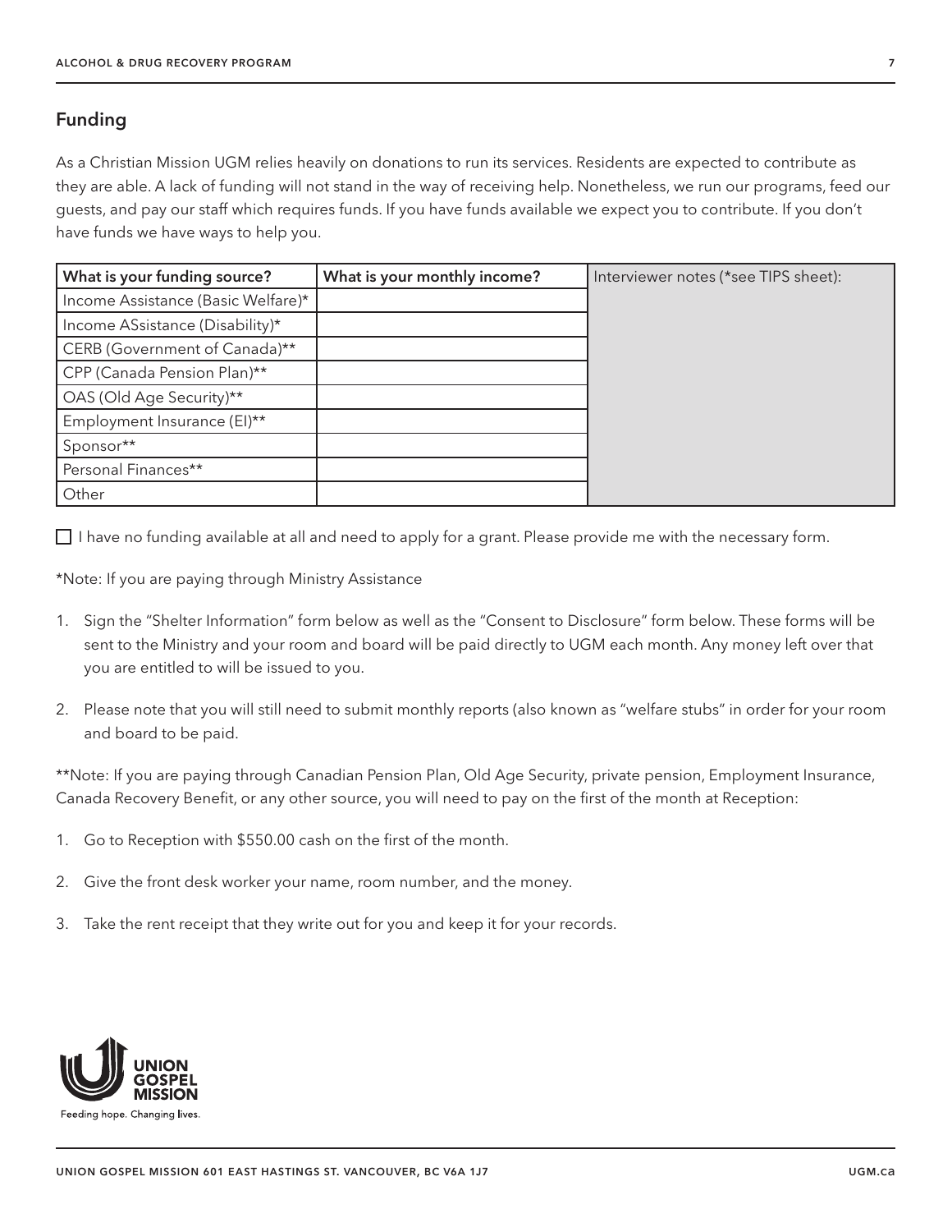## Funding

As a Christian Mission UGM relies heavily on donations to run its services. Residents are expected to contribute as they are able. A lack of funding will not stand in the way of receiving help. Nonetheless, we run our programs, feed our guests, and pay our staff which requires funds. If you have funds available we expect you to contribute. If you don't have funds we have ways to help you.

| What is your funding source? | What is your monthly income? | Interviewer notes (*see TIPS sheet): |
|---|---|---|
| Income Assistance (Basic Welfare)* | | |
| Income ASsistance (Disability)* | | |
| CERB (Government of Canada)** | | |
| CPP (Canada Pension Plan)** | | |
| OAS (Old Age Security)** | | |
| Employment Insurance (EI)** | | |
| Sponsor** | | |
| Personal Finances** | | |
| Other | | |

☐ I have no funding available at all and need to apply for a grant. Please provide me with the necessary form.

*Note: If you are paying through Ministry Assistance

1. Sign the "Shelter Information" form below as well as the "Consent to Disclosure" form below. These forms will be sent to the Ministry and your room and board will be paid directly to UGM each month. Any money left over that you are entitled to will be issued to you.
2. Please note that you will still need to submit monthly reports (also known as "welfare stubs" in order for your room and board to be paid.

**Note: If you are paying through Canadian Pension Plan, Old Age Security, private pension, Employment Insurance, Canada Recovery Benefit, or any other source, you will need to pay on the first of the month at Reception:

1. Go to Reception with $550.00 cash on the first of the month.
2. Give the front desk worker your name, room number, and the money.
3. Take the rent receipt that they write out for you and keep it for your records.

UNION GOSPEL MISSION

Feeding hope. Changing lives.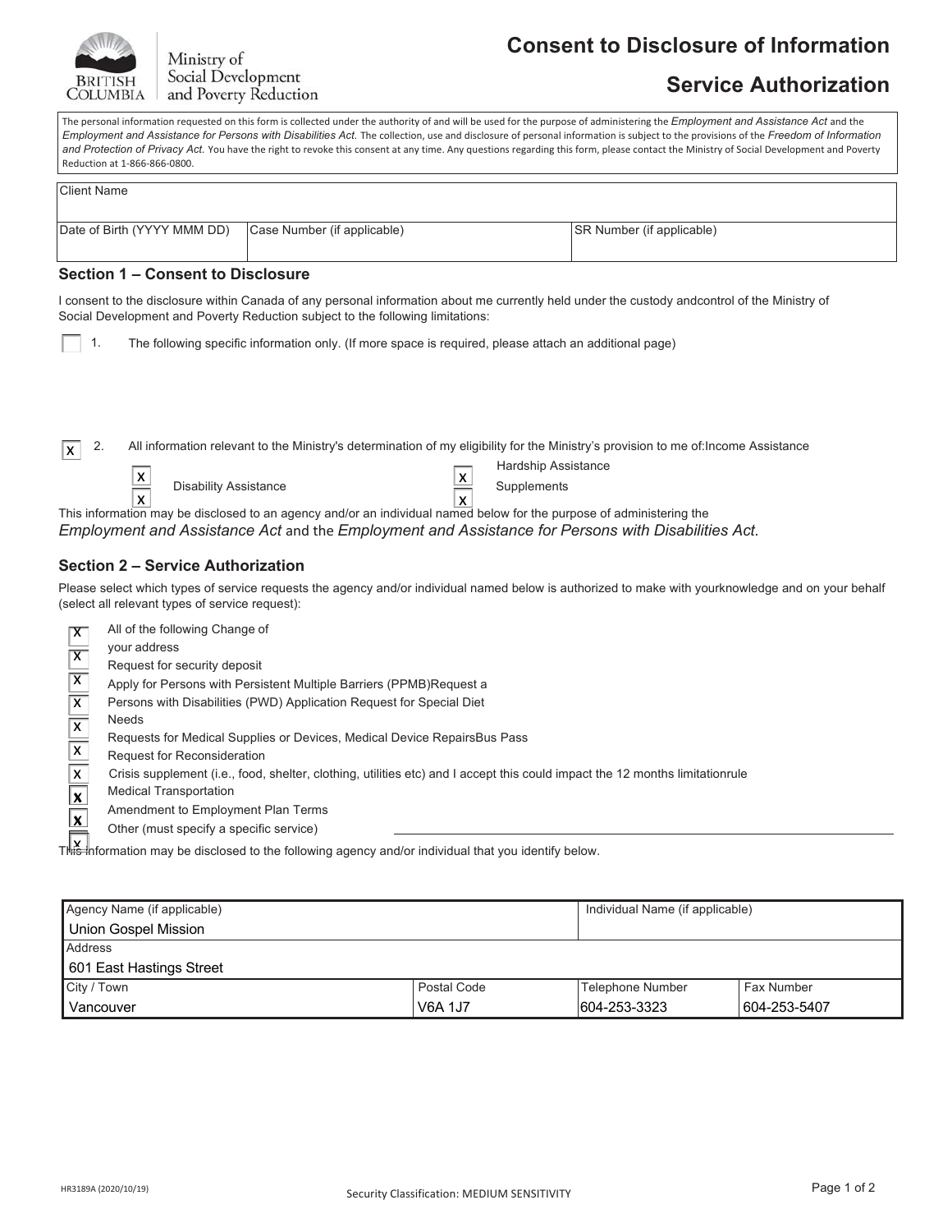Ministry of Social Development and Poverty Reduction

# Consent to Disclosure of Information

# Service Authorization

The personal information requested on this form is collected under the authority of and will be used for the purpose of administering the *Employment and Assistance Act* and the *Employment and Assistance for Persons with Disabilities Act.* The collection, use and disclosure of personal information is subject to the provisions of the *Freedom of Information and Protection of Privacy Act.* You have the right to revoke this consent at any time. Any questions regarding this form, please contact the Ministry of Social Development and Poverty Reduction at 1-866-866-0800.

| Client Name | | |
|---|---|---|
| **Date of Birth (YYYY MMM DD)** | **Case Number (if applicable)** | **SR Number (if applicable)** |
| | | |

## Section 1 – Consent to Disclosure

I consent to the disclosure within Canada of any personal information about me currently held under the custody andcontrol of the Ministry of Social Development and Poverty Reduction subject to the following limitations:

- [ ] 1. The following specific information only. (If more space is required, please attach an additional page)

- [x] 2. All information relevant to the Ministry's determination of my eligibility for the Ministry's provision to me of:Income Assistance
  - [x] Disability Assistance
  - [x] Hardship Assistance
  - [x] Supplements
  - [x]

This information may be disclosed to an agency and/or an individual named below for the purpose of administering the *Employment and Assistance Act* and the *Employment and Assistance for Persons with Disabilities Act.*

## Section 2 – Service Authorization

Please select which types of service requests the agency and/or individual named below is authorized to make with yourknowledge and on your behalf (select all relevant types of service request):

- [x] All of the following Change of
- [x] your address
- [x] Request for security deposit
- [x] Apply for Persons with Persistent Multiple Barriers (PPMB)Request a
- [x] Persons with Disabilities (PWD) Application Request for Special Diet
- [x] Needs
- [x] Requests for Medical Supplies or Devices, Medical Device RepairsBus Pass
- [x] Request for Reconsideration
- [x] Crisis supplement (i.e., food, shelter, clothing, utilities etc) and I accept this could impact the 12 months limitationrule
- [x] Medical Transportation
- [x] Amendment to Employment Plan Terms
- [x] Other (must specify a specific service) \_\_\_\_\_\_\_\_\_\_\_\_\_\_\_\_

This information may be disclosed to the following agency and/or individual that you identify below.

| Agency Name (if applicable) | | Individual Name (if applicable) | |
|---|---|---|---|
| Union Gospel Mission | | | |
| **Address** | | | |
| 601 East Hastings Street | | | |
| **City / Town** | **Postal Code** | **Telephone Number** | **Fax Number** |
| Vancouver | V6A 1J7 | 604-253-3323 | 604-253-5407 |

HR3189A (2020/10/19)

Security Classification: MEDIUM SENSITIVITY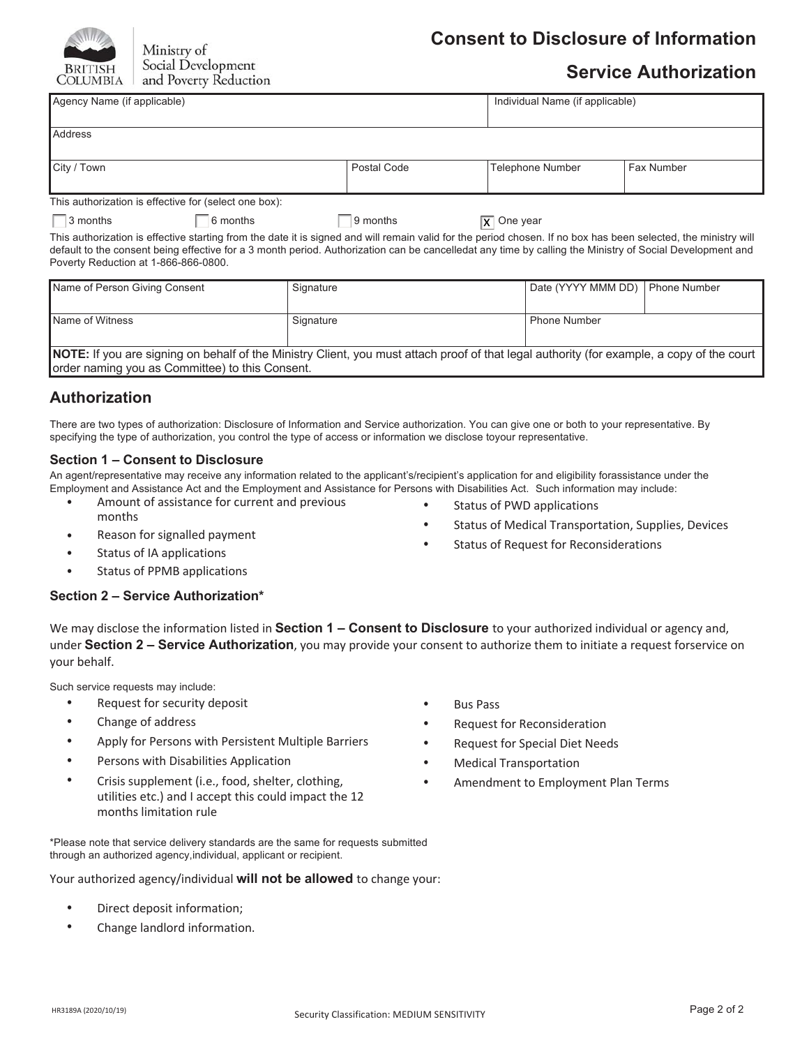Ministry of Social Development and Poverty Reduction

# Consent to Disclosure of Information

## Service Authorization

| Agency Name (if applicable) | | Individual Name (if applicable) | |
|---|---|---|---|
| Address | | | |
| City / Town | Postal Code | Telephone Number | Fax Number |

This authorization is effective for (select one box):

- [ ] 3 months
- [ ] 6 months
- [ ] 9 months
- [x] One year

This authorization is effective starting from the date it is signed and will remain valid for the period chosen. If no box has been selected, the ministry will default to the consent being effective for a 3 month period. Authorization can be cancelledat any time by calling the Ministry of Social Development and Poverty Reduction at 1-866-866-0800.

| Name of Person Giving Consent | Signature | Date (YYYY MMM DD) | Phone Number |
|---|---|---|---|
| Name of Witness | Signature | Phone Number | |

**NOTE:** If you are signing on behalf of the Ministry Client, you must attach proof of that legal authority (for example, a copy of the court order naming you as Committee) to this Consent.

## Authorization

There are two types of authorization: Disclosure of Information and Service authorization. You can give one or both to your representative. By specifying the type of authorization, you control the type of access or information we disclose toyour representative.

### Section 1 – Consent to Disclosure

An agent/representative may receive any information related to the applicant's/recipient's application for and eligibility forassistance under the Employment and Assistance Act and the Employment and Assistance for Persons with Disabilities Act. Such information may include:

- Amount of assistance for current and previous months
- Reason for signalled payment
- Status of IA applications
- Status of PPMB applications
- Status of PWD applications
- Status of Medical Transportation, Supplies, Devices
- Status of Request for Reconsiderations

### Section 2 – Service Authorization*

We may disclose the information listed in **Section 1 – Consent to Disclosure** to your authorized individual or agency and, under **Section 2 – Service Authorization**, you may provide your consent to authorize them to initiate a request forservice on your behalf.

Such service requests may include:

- Request for security deposit
- Change of address
- Apply for Persons with Persistent Multiple Barriers
- Persons with Disabilities Application
- Crisis supplement (i.e., food, shelter, clothing, utilities etc.) and I accept this could impact the 12 months limitation rule
- Bus Pass
- Request for Reconsideration
- Request for Special Diet Needs
- Medical Transportation
- Amendment to Employment Plan Terms

*Please note that service delivery standards are the same for requests submitted through an authorized agency,individual, applicant or recipient.

Your authorized agency/individual **will not be allowed** to change your:

- Direct deposit information;
- Change landlord information.

HR3189A (2020/10/19)

Security Classification: MEDIUM SENSITIVITY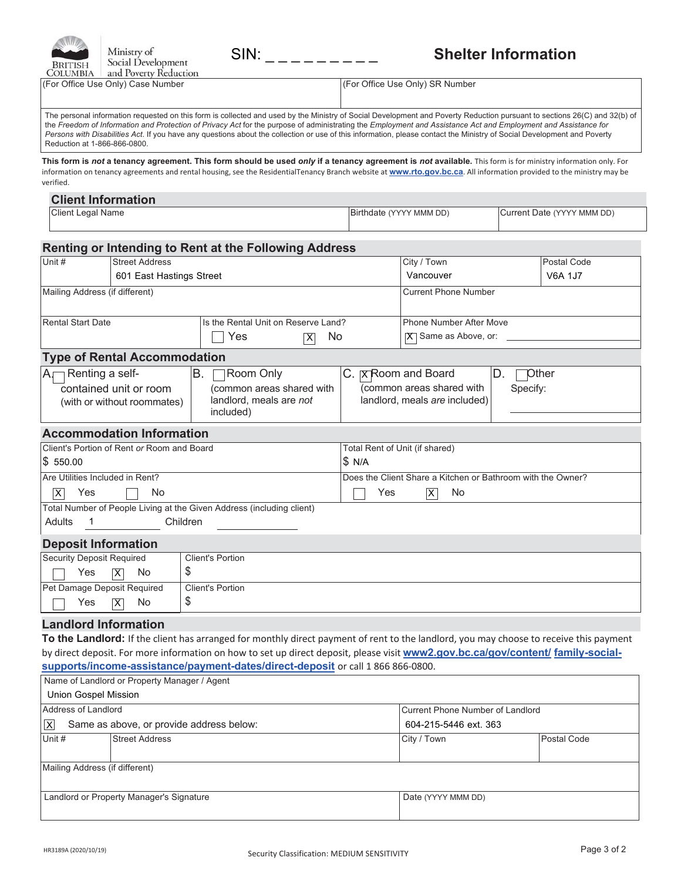Ministry of Social Development and Poverty Reduction

SIN: _ _ _ _ _ _ _ _ _

# Shelter Information

| (For Office Use Only) Case Number | (For Office Use Only) SR Number |
|---|---|
| | |

The personal information requested on this form is collected and used by the Ministry of Social Development and Poverty Reduction pursuant to sections 26(C) and 32(b) of the *Freedom of Information and Protection of Privacy Act* for the purpose of administrating the *Employment and Assistance Act and Employment and Assistance for Persons with Disabilities Act*. If you have any questions about the collection or use of this information, please contact the Ministry of Social Development and Poverty Reduction at 1-866-866-0800.

**This form is *not* a tenancy agreement. This form should be used *only* if a tenancy agreement is *not* available.** This form is for ministry information only. For information on tenancy agreements and rental housing, see the ResidentialTenancy Branch website at **www.rto.gov.bc.ca**. All information provided to the ministry may be verified.

## Client Information

| Client Legal Name | Birthdate (YYYY MMM DD) | Current Date (YYYY MMM DD) |
|---|---|---|
| | | |

## Renting or Intending to Rent at the Following Address

| Unit # | Street Address | City / Town | Postal Code |
|---|---|---|---|
| | 601 East Hastings Street | Vancouver | V6A 1J7 |

| Mailing Address (if different) | Current Phone Number |
|---|---|
| | |

| Rental Start Date | Is the Rental Unit on Reserve Land? | Phone Number After Move |
|---|---|---|
| | ☐ Yes ☒ No | ☒ Same as Above, or: ______ |

## Type of Rental Accommodation

| A. ☐ Renting a self-contained unit or room (with or without roommates) | B. ☐ Room Only (common areas shared with landlord, meals are *not* included) | C. ☒ Room and Board (common areas shared with landlord, meals *are* included) | D. ☐ Other Specify: ______ |
|---|---|---|---|

## Accommodation Information

| Client's Portion of Rent *or* Room and Board | Total Rent of Unit (if shared) |
|---|---|
| $ 550.00 | $ N/A |
| **Are Utilities Included in Rent?** | **Does the Client Share a Kitchen or Bathroom with the Owner?** |
| ☒ Yes ☐ No | ☐ Yes ☒ No |

Total Number of People Living at the Given Address (including client)

Adults 1 Children ______

## Deposit Information

| Security Deposit Required | Client's Portion |
|---|---|
| ☐ Yes ☒ No | $ |
| **Pet Damage Deposit Required** | **Client's Portion** |
| ☐ Yes ☒ No | $ |

## Landlord Information

**To the Landlord:** If the client has arranged for monthly direct payment of rent to the landlord, you may choose to receive this payment by direct deposit. For more information on how to set up direct deposit, please visit **www2.gov.bc.ca/gov/content/ family-social-supports/income-assistance/payment-dates/direct-deposit** or call 1 866 866-0800.

Name of Landlord or Property Manager / Agent

Union Gospel Mission

| Address of Landlord | Current Phone Number of Landlord |
|---|---|
| ☒ Same as above, or provide address below: | 604-215-5446 ext. 363 |

| Unit # | Street Address | City / Town | Postal Code |
|---|---|---|---|
| | | | |

Mailing Address (if different)

| Landlord or Property Manager's Signature | Date (YYYY MMM DD) |
|---|---|
| | |

HR3189A (2020/10/19) Security Classification: MEDIUM SENSITIVITY